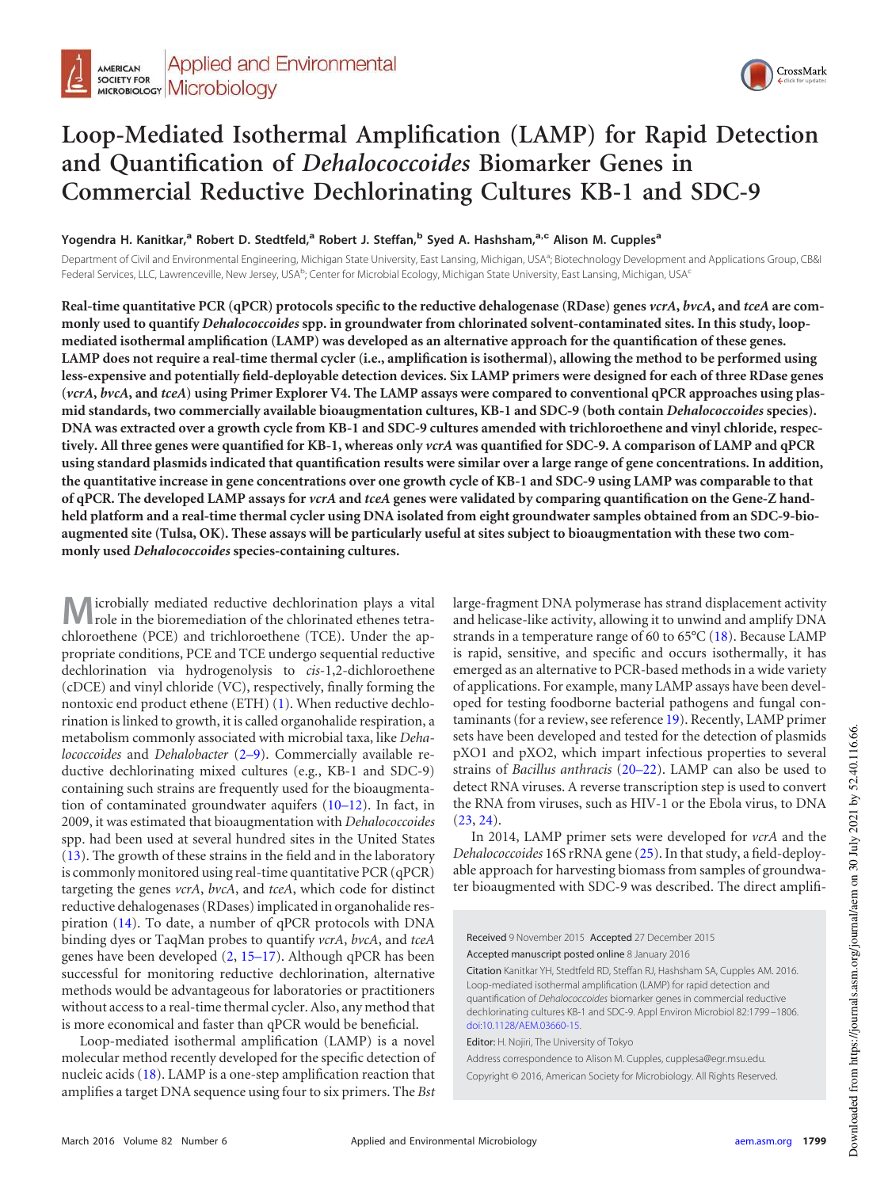# Loop-Mediated Isothermal Amplification (LAMP) for Rapid Detection and Quantification of *Dehalococcoides* Biomarker Genes in Commercial Reductive Dechlorinating Cultures KB-1 and SDC-9

**Yogendra H. Kanitkar,[a] Robert D. Stedtfeld,[a] Robert J. Steffan,[b] Syed A. Hashsham,[a,c] Alison M. Cupples[a]**

Department of Civil and Environmental Engineering, Michigan State University, East Lansing, Michigan, USA[a]; Biotechnology Development and Applications Group, CB&I Federal Services, LLC, Lawrenceville, New Jersey, USA[b]; Center for Microbial Ecology, Michigan State University, East Lansing, Michigan, USA[c]

**Real-time quantitative PCR (qPCR) protocols specific to the reductive dehalogenase (RDase) genes *vcrA*, *bvcA*, and *tceA* are commonly used to quantify *Dehalococcoides* spp. in groundwater from chlorinated solvent-contaminated sites. In this study, loop-mediated isothermal amplification (LAMP) was developed as an alternative approach for the quantification of these genes. LAMP does not require a real-time thermal cycler (i.e., amplification is isothermal), allowing the method to be performed using less-expensive and potentially field-deployable detection devices. Six LAMP primers were designed for each of three RDase genes (*vcrA*, *bvcA*, and *tceA*) using Primer Explorer V4. The LAMP assays were compared to conventional qPCR approaches using plasmid standards, two commercially available bioaugmentation cultures, KB-1 and SDC-9 (both contain *Dehalococcoides* species). DNA was extracted over a growth cycle from KB-1 and SDC-9 cultures amended with trichloroethene and vinyl chloride, respectively. All three genes were quantified for KB-1, whereas only *vcrA* was quantified for SDC-9. A comparison of LAMP and qPCR using standard plasmids indicated that quantification results were similar over a large range of gene concentrations. In addition, the quantitative increase in gene concentrations over one growth cycle of KB-1 and SDC-9 using LAMP was comparable to that of qPCR. The developed LAMP assays for *vcrA* and *tceA* genes were validated by comparing quantification on the Gene-Z handheld platform and a real-time thermal cycler using DNA isolated from eight groundwater samples obtained from an SDC-9-bioaugmented site (Tulsa, OK). These assays will be particularly useful at sites subject to bioaugmentation with these two commonly used *Dehalococcoides* species-containing cultures.**

Microbially mediated reductive dechlorination plays a vital role in the bioremediation of the chlorinated ethenes tetrachloroethene (PCE) and trichloroethene (TCE). Under the appropriate conditions, PCE and TCE undergo sequential reductive dechlorination via hydrogenolysis to *cis*-1,2-dichloroethene (cDCE) and vinyl chloride (VC), respectively, finally forming the nontoxic end product ethene (ETH) (1). When reductive dechlorination is linked to growth, it is called organohalide respiration, a metabolism commonly associated with microbial taxa, like *Dehalococcoides* and *Dehalobacter* (2–9). Commercially available reductive dechlorinating mixed cultures (e.g., KB-1 and SDC-9) containing such strains are frequently used for the bioaugmentation of contaminated groundwater aquifers (10–12). In fact, in 2009, it was estimated that bioaugmentation with *Dehalococcoides* spp. had been used at several hundred sites in the United States (13). The growth of these strains in the field and in the laboratory is commonly monitored using real-time quantitative PCR (qPCR) targeting the genes *vcrA*, *bvcA*, and *tceA*, which code for distinct reductive dehalogenases (RDases) implicated in organohalide respiration (14). To date, a number of qPCR protocols with DNA binding dyes or TaqMan probes to quantify *vcrA*, *bvcA*, and *tceA* genes have been developed (2, 15–17). Although qPCR has been successful for monitoring reductive dechlorination, alternative methods would be advantageous for laboratories or practitioners without access to a real-time thermal cycler. Also, any method that is more economical and faster than qPCR would be beneficial.

Loop-mediated isothermal amplification (LAMP) is a novel molecular method recently developed for the specific detection of nucleic acids (18). LAMP is a one-step amplification reaction that amplifies a target DNA sequence using four to six primers. The *Bst* large-fragment DNA polymerase has strand displacement activity and helicase-like activity, allowing it to unwind and amplify DNA strands in a temperature range of 60 to 65°C (18). Because LAMP is rapid, sensitive, and specific and occurs isothermally, it has emerged as an alternative to PCR-based methods in a wide variety of applications. For example, many LAMP assays have been developed for testing foodborne bacterial pathogens and fungal contaminants (for a review, see reference 19). Recently, LAMP primer sets have been developed and tested for the detection of plasmids pXO1 and pXO2, which impart infectious properties to several strains of *Bacillus anthracis* (20–22). LAMP can also be used to detect RNA viruses. A reverse transcription step is used to convert the RNA from viruses, such as HIV-1 or the Ebola virus, to DNA (23, 24).

In 2014, LAMP primer sets were developed for *vcrA* and the *Dehalococcoides* 16S rRNA gene (25). In that study, a field-deployable approach for harvesting biomass from samples of groundwater bioaugmented with SDC-9 was described. The direct amplifi-

Received 9 November 2015 Accepted 27 December 2015

Accepted manuscript posted online 8 January 2016

Citation Kanitkar YH, Stedtfeld RD, Steffan RJ, Hashsham SA, Cupples AM. 2016. Loop-mediated isothermal amplification (LAMP) for rapid detection and quantification of *Dehalococcoides* biomarker genes in commercial reductive dechlorinating cultures KB-1 and SDC-9. Appl Environ Microbiol 82:1799–1806. doi:10.1128/AEM.03660-15.

Editor: H. Nojiri, The University of Tokyo

Address correspondence to Alison M. Cupples, cupplesa@egr.msu.edu.

Copyright © 2016, American Society for Microbiology. All Rights Reserved.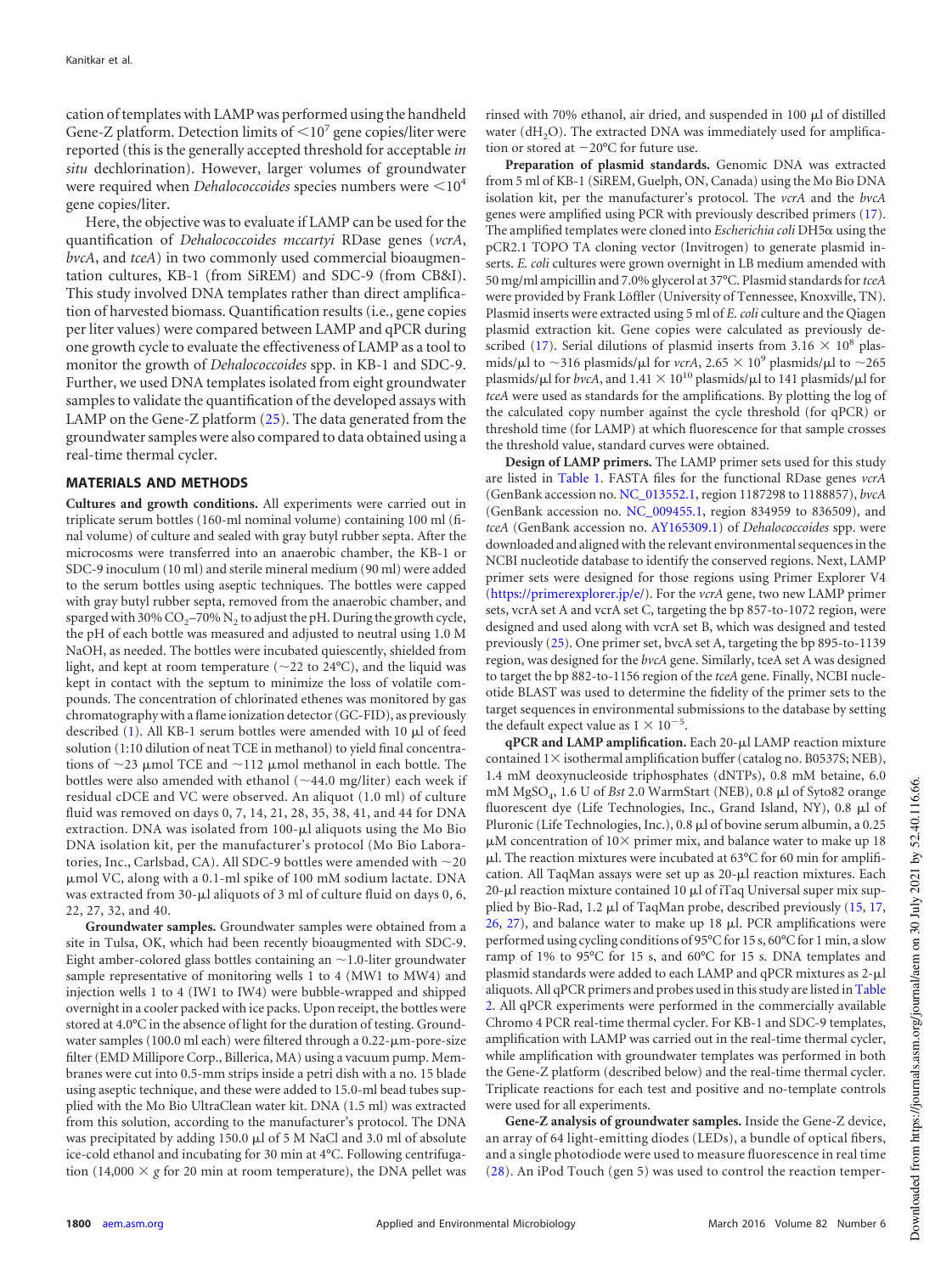cation of templates with LAMP was performed using the handheld Gene-Z platform. Detection limits of $<10^7$ gene copies/liter were reported (this is the generally accepted threshold for acceptable *in situ* dechlorination). However, larger volumes of groundwater were required when *Dehalococcoides* species numbers were $<10^4$ gene copies/liter.

Here, the objective was to evaluate if LAMP can be used for the quantification of *Dehalococcoides mccartyi* RDase genes (*vcrA*, *bvcA*, and *tceA*) in two commonly used commercial bioaugmentation cultures, KB-1 (from SiREM) and SDC-9 (from CB&I). This study involved DNA templates rather than direct amplification of harvested biomass. Quantification results (i.e., gene copies per liter values) were compared between LAMP and qPCR during one growth cycle to evaluate the effectiveness of LAMP as a tool to monitor the growth of *Dehalococcoides* spp. in KB-1 and SDC-9. Further, we used DNA templates isolated from eight groundwater samples to validate the quantification of the developed assays with LAMP on the Gene-Z platform (25). The data generated from the groundwater samples were also compared to data obtained using a real-time thermal cycler.

## MATERIALS AND METHODS

**Cultures and growth conditions.** All experiments were carried out in triplicate serum bottles (160-ml nominal volume) containing 100 ml (final volume) of culture and sealed with gray butyl rubber septa. After the microcosms were transferred into an anaerobic chamber, the KB-1 or SDC-9 inoculum (10 ml) and sterile mineral medium (90 ml) were added to the serum bottles using aseptic techniques. The bottles were capped with gray butyl rubber septa, removed from the anaerobic chamber, and sparged with 30% $CO_2$–70% $N_2$ to adjust the pH. During the growth cycle, the pH of each bottle was measured and adjusted to neutral using 1.0 M NaOH, as needed. The bottles were incubated quiescently, shielded from light, and kept at room temperature (~22 to 24°C), and the liquid was kept in contact with the septum to minimize the loss of volatile compounds. The concentration of chlorinated ethenes was monitored by gas chromatography with a flame ionization detector (GC-FID), as previously described (1). All KB-1 serum bottles were amended with 10 μl of feed solution (1:10 dilution of neat TCE in methanol) to yield final concentrations of ~23 μmol TCE and ~112 μmol methanol in each bottle. The bottles were also amended with ethanol (~44.0 mg/liter) each week if residual cDCE and VC were observed. An aliquot (1.0 ml) of culture fluid was removed on days 0, 7, 14, 21, 28, 35, 38, 41, and 44 for DNA extraction. DNA was isolated from 100-μl aliquots using the Mo Bio DNA isolation kit, per the manufacturer's protocol (Mo Bio Laboratories, Inc., Carlsbad, CA). All SDC-9 bottles were amended with ~20 μmol VC, along with a 0.1-ml spike of 100 mM sodium lactate. DNA was extracted from 30-μl aliquots of 3 ml of culture fluid on days 0, 6, 22, 27, 32, and 40.

**Groundwater samples.** Groundwater samples were obtained from a site in Tulsa, OK, which had been recently bioaugmented with SDC-9. Eight amber-colored glass bottles containing an ~1.0-liter groundwater sample representative of monitoring wells 1 to 4 (MW1 to MW4) and injection wells 1 to 4 (IW1 to IW4) were bubble-wrapped and shipped overnight in a cooler packed with ice packs. Upon receipt, the bottles were stored at 4.0°C in the absence of light for the duration of testing. Groundwater samples (100.0 ml each) were filtered through a 0.22-μm-pore-size filter (EMD Millipore Corp., Billerica, MA) using a vacuum pump. Membranes were cut into 0.5-mm strips inside a petri dish with a no. 15 blade using aseptic technique, and these were added to 15.0-ml bead tubes supplied with the Mo Bio UltraClean water kit. DNA (1.5 ml) was extracted from this solution, according to the manufacturer's protocol. The DNA was precipitated by adding 150.0 μl of 5 M NaCl and 3.0 ml of absolute ice-cold ethanol and incubating for 30 min at 4°C. Following centrifugation (14,000 × *g* for 20 min at room temperature), the DNA pellet was rinsed with 70% ethanol, air dried, and suspended in 100 μl of distilled water ($dH_2O$). The extracted DNA was immediately used for amplification or stored at −20°C for future use.

**Preparation of plasmid standards.** Genomic DNA was extracted from 5 ml of KB-1 (SiREM, Guelph, ON, Canada) using the Mo Bio DNA isolation kit, per the manufacturer's protocol. The *vcrA* and the *bvcA* genes were amplified using PCR with previously described primers (17). The amplified templates were cloned into *Escherichia coli* DH5α using the pCR2.1 TOPO TA cloning vector (Invitrogen) to generate plasmid inserts. *E. coli* cultures were grown overnight in LB medium amended with 50 mg/ml ampicillin and 7.0% glycerol at 37°C. Plasmid standards for *tceA* were provided by Frank Löffler (University of Tennessee, Knoxville, TN). Plasmid inserts were extracted using 5 ml of *E. coli* culture and the Qiagen plasmid extraction kit. Gene copies were calculated as previously described (17). Serial dilutions of plasmid inserts from $3.16 \times 10^8$ plasmids/μl to ~316 plasmids/μl for *vcrA*, $2.65 \times 10^9$ plasmids/μl to ~265 plasmids/μl for *bvcA*, and $1.41 \times 10^{10}$ plasmids/μl to 141 plasmids/μl for *tceA* were used as standards for the amplifications. By plotting the log of the calculated copy number against the cycle threshold (for qPCR) or threshold time (for LAMP) at which fluorescence for that sample crosses the threshold value, standard curves were obtained.

**Design of LAMP primers.** The LAMP primer sets used for this study are listed in Table 1. FASTA files for the functional RDase genes *vcrA* (GenBank accession no. NC_013552.1, region 1187298 to 1188857), *bvcA* (GenBank accession no. NC_009455.1, region 834959 to 836509), and *tceA* (GenBank accession no. AY165309.1) of *Dehalococcoides* spp. were downloaded and aligned with the relevant environmental sequences in the NCBI nucleotide database to identify the conserved regions. Next, LAMP primer sets were designed for those regions using Primer Explorer V4 (https://primerexplorer.jp/e/). For the *vcrA* gene, two new LAMP primer sets, vcrA set A and vcrA set C, targeting the bp 857-to-1072 region, were designed and used along with vcrA set B, which was designed and tested previously (25). One primer set, bvcA set A, targeting the bp 895-to-1139 region, was designed for the *bvcA* gene. Similarly, tceA set A was designed to target the bp 882-to-1156 region of the *tceA* gene. Finally, NCBI nucleotide BLAST was used to determine the fidelity of the primer sets to the target sequences in environmental submissions to the database by setting the default expect value as $1 \times 10^{-5}$.

**qPCR and LAMP amplification.** Each 20-μl LAMP reaction mixture contained 1× isothermal amplification buffer (catalog no. B0537S; NEB), 1.4 mM deoxynucleoside triphosphates (dNTPs), 0.8 mM betaine, 6.0 mM $MgSO_4$, 1.6 U of *Bst* 2.0 WarmStart (NEB), 0.8 μl of Syto82 orange fluorescent dye (Life Technologies, Inc., Grand Island, NY), 0.8 μl of Pluronic (Life Technologies, Inc.), 0.8 μl of bovine serum albumin, a 0.25 μM concentration of 10× primer mix, and balance water to make up 18 μl. The reaction mixtures were incubated at 63°C for 60 min for amplification. All TaqMan assays were set up as 20-μl reaction mixtures. Each 20-μl reaction mixture contained 10 μl of iTaq Universal super mix supplied by Bio-Rad, 1.2 μl of TaqMan probe, described previously (15, 17, 26, 27), and balance water to make up 18 μl. PCR amplifications were performed using cycling conditions of 95°C for 15 s, 60°C for 1 min, a slow ramp of 1% to 95°C for 15 s, and 60°C for 15 s. DNA templates and plasmid standards were added to each LAMP and qPCR mixtures as 2-μl aliquots. All qPCR primers and probes used in this study are listed in Table 2. All qPCR experiments were performed in the commercially available Chromo 4 PCR real-time thermal cycler. For KB-1 and SDC-9 templates, amplification with LAMP was carried out in the real-time thermal cycler, while amplification with groundwater templates was performed in both the Gene-Z platform (described below) and the real-time thermal cycler. Triplicate reactions for each test and positive and no-template controls were used for all experiments.

**Gene-Z analysis of groundwater samples.** Inside the Gene-Z device, an array of 64 light-emitting diodes (LEDs), a bundle of optical fibers, and a single photodiode were used to measure fluorescence in real time (28). An iPod Touch (gen 5) was used to control the reaction temper-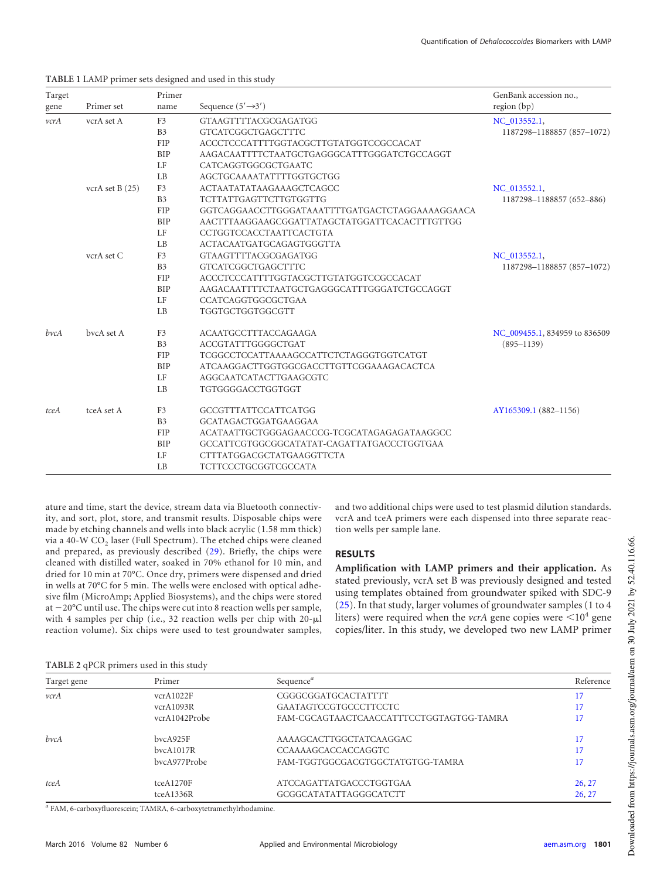**TABLE 1** LAMP primer sets designed and used in this study

| Target gene | Primer set | Primer name | Sequence (5′→3′) | GenBank accession no., region (bp) |
|---|---|---|---|---|
| *vcrA* | vcrA set A | F3 | GTAAGTTTTACGCGAGATGG | NC_013552.1, 1187298–1188857 (857–1072) |
| | | B3 | GTCATCGGCTGAGCTTTC | |
| | | FIP | ACCCTCCCATTTTGGTACGCTTGTATGGTCCGCCACAT | |
| | | BIP | AAGACAATTTTCTAATGCTGAGGGCATTTGGGATCTGCCAGGT | |
| | | LF | CATCAGGTGGCGCTGAATC | |
| | | LB | AGCTGCAAAATATTTTGGTGCTGG | |
| | vcrA set B (25) | F3 | ACTAATATATAAGAAAGCTCAGCC | NC_013552.1, 1187298–1188857 (652–886) |
| | | B3 | TCTTATTGAGTTCTTGTGGTTG | |
| | | FIP | GGTCAGGAACCTTGGGATAAATTTTGATGACTCTAGGAAAAGGAACA | |
| | | BIP | AACTTTAAGGAAGCGGATTATAGCTATGGATTCACACTTTGTTGG | |
| | | LF | CCTGGTCCACCTAATTCACTGTA | |
| | | LB | ACTACAATGATGCAGAGTGGGTTA | |
| | vcrA set C | F3 | GTAAGTTTTACGCGAGATGG | NC_013552.1, 1187298–1188857 (857–1072) |
| | | B3 | GTCATCGGCTGAGCTTTC | |
| | | FIP | ACCCTCCCATTTTGGTACGCTTGTATGGTCCGCCACAT | |
| | | BIP | AAGACAATTTTCTAATGCTGAGGGCATTTGGGATCTGCCAGGT | |
| | | LF | CCATCAGGTGGCGCTGAA | |
| | | LB | TGGTGCTGGTGGCGTT | |
| *bvcA* | bvcA set A | F3 | ACAATGCCTTTACCAGAAGA | NC_009455.1, 834959 to 836509 (895–1139) |
| | | B3 | ACCGTATTTGGGGCTGAT | |
| | | FIP | TCGGCCTCCATTAAAAGCCATTCTCTAGGGTGGTCATGT | |
| | | BIP | ATCAAGGACTTGGTGGCGACCTTGTTCGGAAAGACACTCA | |
| | | LF | AGGCAATCATACTTGAAGCGTC | |
| | | LB | TGTGGGGACCTGGTGGT | |
| *tceA* | tceA set A | F3 | GCCGTTTATTCCATTCATGG | AY165309.1 (882–1156) |
| | | B3 | GCATAGACTGGATGAAGGAA | |
| | | FIP | ACATAATTGCTGGGAGAACCCG-TCGCATAGAGAGATAAGGCC | |
| | | BIP | GCCATTCGTGGCGGCATATAT-CAGATTATGACCCTGGTGAA | |
| | | LF | CTTTATGGACGCTATGAAGGTTCTA | |
| | | LB | TCTTCCCTGCGGTCGCCATA | |

ature and time, start the device, stream data via Bluetooth connectivity, and sort, plot, store, and transmit results. Disposable chips were made by etching channels and wells into black acrylic (1.58 mm thick) via a 40-W $CO_2$ laser (Full Spectrum). The etched chips were cleaned and prepared, as previously described (29). Briefly, the chips were cleaned with distilled water, soaked in 70% ethanol for 10 min, and dried for 10 min at 70°C. Once dry, primers were dispensed and dried in wells at 70°C for 5 min. The wells were enclosed with optical adhesive film (MicroAmp; Applied Biosystems), and the chips were stored at −20°C until use. The chips were cut into 8 reaction wells per sample, with 4 samples per chip (i.e., 32 reaction wells per chip with 20-μl reaction volume). Six chips were used to test groundwater samples, and two additional chips were used to test plasmid dilution standards. vcrA and tceA primers were each dispensed into three separate reaction wells per sample lane.

## RESULTS

**Amplification with LAMP primers and their application.** As stated previously, vcrA set B was previously designed and tested using templates obtained from groundwater spiked with SDC-9 (25). In that study, larger volumes of groundwater samples (1 to 4 liters) were required when the *vcrA* gene copies were $<10^4$ gene copies/liter. In this study, we developed two new LAMP primer

**TABLE 2** qPCR primers used in this study

| Target gene | Primer | Sequence[a] | Reference |
|---|---|---|---|
| *vcrA* | vcrA1022F | CGGGCGGATGCACTATTTT | 17 |
| | vcrA1093R | GAATAGTCCGTGCCCTTCCTC | 17 |
| | vcrA1042Probe | FAM-CGCAGTAACTCAACCATTTCCTGGTAGTGG-TAMRA | 17 |
| *bvcA* | bvcA925F | AAAAGCACTTGGCTATCAAGGAC | 17 |
| | bvcA1017R | CCAAAAGCACCACCAGGTC | 17 |
| | bvcA977Probe | FAM-TGGTGGCGACGTGGCTATGTGG-TAMRA | 17 |
| *tceA* | tceA1270F | ATCCAGATTATGACCCTGGTGAA | 26, 27 |
| | tceA1336R | GCGGCATATATTAGGGCATCTT | 26, 27 |

[a] FAM, 6-carboxyfluorescein; TAMRA, 6-carboxytetramethylrhodamine.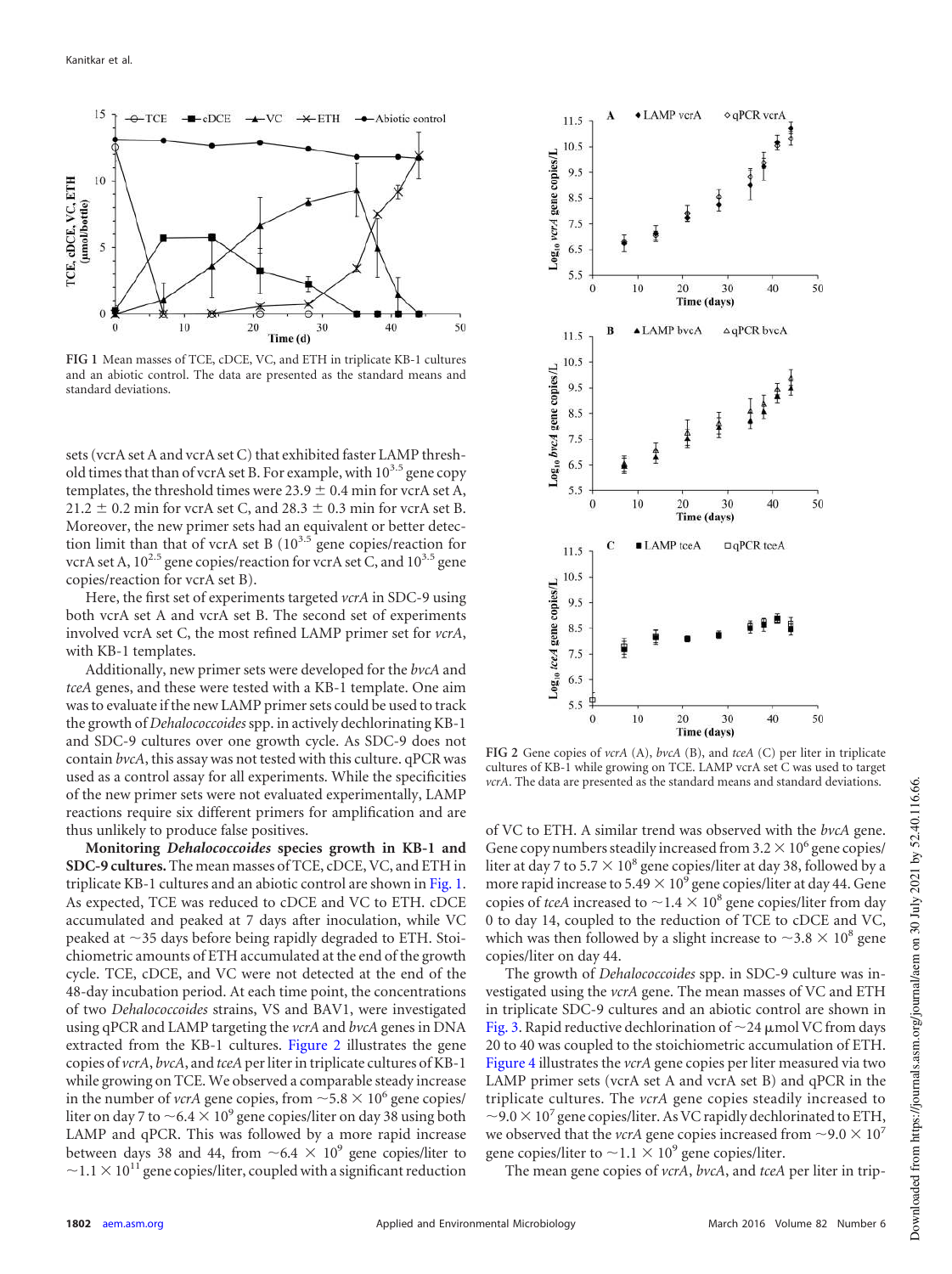FIG 1 Mean masses of TCE, cDCE, VC, and ETH in triplicate KB-1 cultures and an abiotic control. The data are presented as the standard means and standard deviations.

sets (vcrA set A and vcrA set C) that exhibited faster LAMP threshold times that than of vcrA set B. For example, with $10^{3.5}$ gene copy templates, the threshold times were 23.9 ± 0.4 min for vcrA set A, 21.2 ± 0.2 min for vcrA set C, and 28.3 ± 0.3 min for vcrA set B. Moreover, the new primer sets had an equivalent or better detection limit than that of vcrA set B ($10^{3.5}$ gene copies/reaction for vcrA set A, $10^{2.5}$ gene copies/reaction for vcrA set C, and $10^{3.5}$ gene copies/reaction for vcrA set B).

Here, the first set of experiments targeted *vcrA* in SDC-9 using both vcrA set A and vcrA set B. The second set of experiments involved vcrA set C, the most refined LAMP primer set for *vcrA*, with KB-1 templates.

Additionally, new primer sets were developed for the *bvcA* and *tceA* genes, and these were tested with a KB-1 template. One aim was to evaluate if the new LAMP primer sets could be used to track the growth of *Dehalococcoides* spp. in actively dechlorinating KB-1 and SDC-9 cultures over one growth cycle. As SDC-9 does not contain *bvcA*, this assay was not tested with this culture. qPCR was used as a control assay for all experiments. While the specificities of the new primer sets were not evaluated experimentally, LAMP reactions require six different primers for amplification and are thus unlikely to produce false positives.

**Monitoring *Dehalococcoides* species growth in KB-1 and SDC-9 cultures.** The mean masses of TCE, cDCE, VC, and ETH in triplicate KB-1 cultures and an abiotic control are shown in Fig. 1. As expected, TCE was reduced to cDCE and VC to ETH. cDCE accumulated and peaked at 7 days after inoculation, while VC peaked at ~35 days before being rapidly degraded to ETH. Stoichiometric amounts of ETH accumulated at the end of the growth cycle. TCE, cDCE, and VC were not detected at the end of the 48-day incubation period. At each time point, the concentrations of two *Dehalococcoides* strains, VS and BAV1, were investigated using qPCR and LAMP targeting the *vcrA* and *bvcA* genes in DNA extracted from the KB-1 cultures. Figure 2 illustrates the gene copies of *vcrA*, *bvcA*, and *tceA* per liter in triplicate cultures of KB-1 while growing on TCE. We observed a comparable steady increase in the number of *vcrA* gene copies, from ~$5.8 \times 10^6$ gene copies/liter on day 7 to ~$6.4 \times 10^9$ gene copies/liter on day 38 using both LAMP and qPCR. This was followed by a more rapid increase between days 38 and 44, from ~$6.4 \times 10^9$ gene copies/liter to ~$1.1 \times 10^{11}$ gene copies/liter, coupled with a significant reduction of VC to ETH. A similar trend was observed with the *bvcA* gene. Gene copy numbers steadily increased from $3.2 \times 10^6$ gene copies/liter at day 7 to $5.7 \times 10^8$ gene copies/liter at day 38, followed by a more rapid increase to $5.49 \times 10^9$ gene copies/liter at day 44. Gene copies of *tceA* increased to ~$1.4 \times 10^8$ gene copies/liter from day 0 to day 14, coupled to the reduction of TCE to cDCE and VC, which was then followed by a slight increase to ~$3.8 \times 10^8$ gene copies/liter on day 44.

FIG 2 Gene copies of *vcrA* (A), *bvcA* (B), and *tceA* (C) per liter in triplicate cultures of KB-1 while growing on TCE. LAMP vcrA set C was used to target *vcrA*. The data are presented as the standard means and standard deviations.

The growth of *Dehalococcoides* spp. in SDC-9 culture was investigated using the *vcrA* gene. The mean masses of VC and ETH in triplicate SDC-9 cultures and an abiotic control are shown in Fig. 3. Rapid reductive dechlorination of ~24 μmol VC from days 20 to 40 was coupled to the stoichiometric accumulation of ETH. Figure 4 illustrates the *vcrA* gene copies per liter measured via two LAMP primer sets (vcrA set A and vcrA set B) and qPCR in the triplicate cultures. The *vcrA* gene copies steadily increased to ~$9.0 \times 10^7$ gene copies/liter. As VC rapidly dechlorinated to ETH, we observed that the *vcrA* gene copies increased from ~$9.0 \times 10^7$ gene copies/liter to ~$1.1 \times 10^9$ gene copies/liter.

The mean gene copies of *vcrA*, *bvcA*, and *tceA* per liter in trip-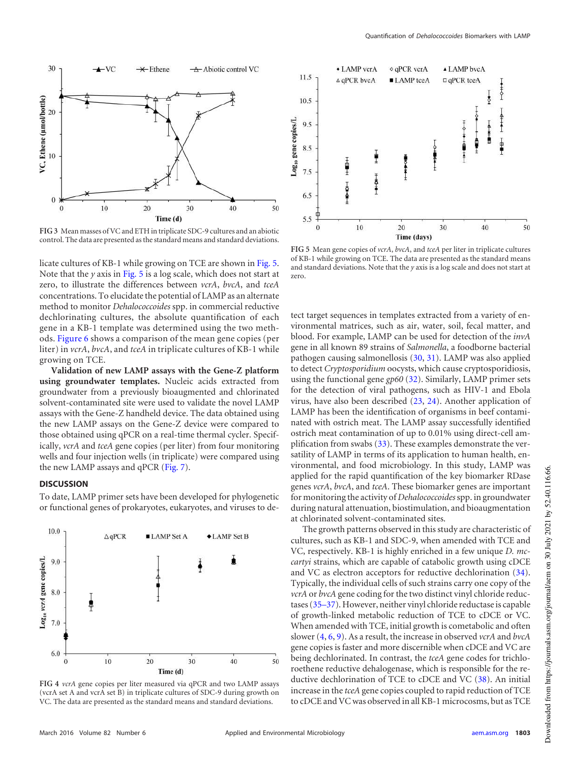FIG 3 Mean masses of VC and ETH in triplicate SDC-9 cultures and an abiotic control. The data are presented as the standard means and standard deviations.

FIG 5 Mean gene copies of *vcrA*, *bvcA*, and *tceA* per liter in triplicate cultures of KB-1 while growing on TCE. The data are presented as the standard means and standard deviations. Note that the *y* axis is a log scale and does not start at zero.

licate cultures of KB-1 while growing on TCE are shown in Fig. 5. Note that the *y* axis in Fig. 5 is a log scale, which does not start at zero, to illustrate the differences between *vcrA*, *bvcA*, and *tceA* concentrations. To elucidate the potential of LAMP as an alternate method to monitor *Dehalococcoides* spp. in commercial reductive dechlorinating cultures, the absolute quantification of each gene in a KB-1 template was determined using the two methods. Figure 6 shows a comparison of the mean gene copies (per liter) in *vcrA*, *bvcA*, and *tceA* in triplicate cultures of KB-1 while growing on TCE.

**Validation of new LAMP assays with the Gene-Z platform using groundwater templates.** Nucleic acids extracted from groundwater from a previously bioaugmented and chlorinated solvent-contaminated site were used to validate the novel LAMP assays with the Gene-Z handheld device. The data obtained using the new LAMP assays on the Gene-Z device were compared to those obtained using qPCR on a real-time thermal cycler. Specifically, *vcrA* and *tceA* gene copies (per liter) from four monitoring wells and four injection wells (in triplicate) were compared using the new LAMP assays and qPCR (Fig. 7).

## DISCUSSION

To date, LAMP primer sets have been developed for phylogenetic or functional genes of prokaryotes, eukaryotes, and viruses to detect target sequences in templates extracted from a variety of environmental matrices, such as air, water, soil, fecal matter, and blood. For example, LAMP can be used for detection of the *invA* gene in all known 89 strains of *Salmonella*, a foodborne bacterial pathogen causing salmonellosis (30, 31). LAMP was also applied to detect *Cryptosporidium* oocysts, which cause cryptosporidiosis, using the functional gene *gp60* (32). Similarly, LAMP primer sets for the detection of viral pathogens, such as HIV-1 and Ebola virus, have also been described (23, 24). Another application of LAMP has been the identification of organisms in beef contaminated with ostrich meat. The LAMP assay successfully identified ostrich meat contamination of up to 0.01% using direct-cell amplification from swabs (33). These examples demonstrate the versatility of LAMP in terms of its application to human health, environmental, and food microbiology. In this study, LAMP was applied for the rapid quantification of the key biomarker RDase genes *vcrA*, *bvcA*, and *tceA*. These biomarker genes are important for monitoring the activity of *Dehalococcoides* spp. in groundwater during natural attenuation, biostimulation, and bioaugmentation at chlorinated solvent-contaminated sites.

FIG 4 *vcrA* gene copies per liter measured via qPCR and two LAMP assays (vcrA set A and vcrA set B) in triplicate cultures of SDC-9 during growth on VC. The data are presented as the standard means and standard deviations.

The growth patterns observed in this study are characteristic of cultures, such as KB-1 and SDC-9, when amended with TCE and VC, respectively. KB-1 is highly enriched in a few unique *D. mccartyi* strains, which are capable of catabolic growth using cDCE and VC as electron acceptors for reductive dechlorination (34). Typically, the individual cells of such strains carry one copy of the *vcrA* or *bvcA* gene coding for the two distinct vinyl chloride reductases (35–37). However, neither vinyl chloride reductase is capable of growth-linked metabolic reduction of TCE to cDCE or VC. When amended with TCE, initial growth is cometabolic and often slower (4, 6, 9). As a result, the increase in observed *vcrA* and *bvcA* gene copies is faster and more discernible when cDCE and VC are being dechlorinated. In contrast, the *tceA* gene codes for trichloroethene reductive dehalogenase, which is responsible for the reductive dechlorination of TCE to cDCE and VC (38). An initial increase in the *tceA* gene copies coupled to rapid reduction of TCE to cDCE and VC was observed in all KB-1 microcosms, but as TCE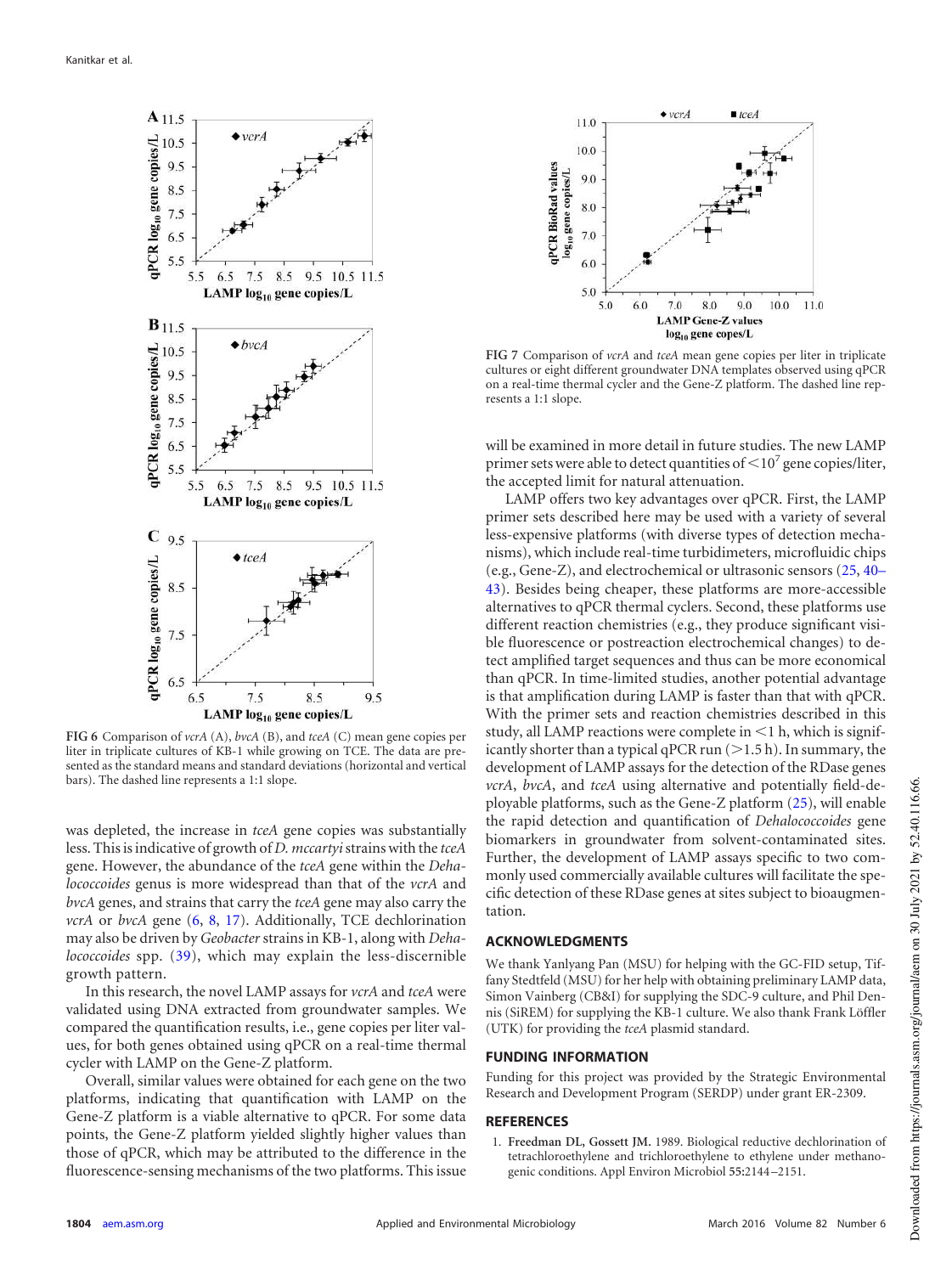FIG 6 Comparison of *vcrA* (A), *bvcA* (B), and *tceA* (C) mean gene copies per liter in triplicate cultures of KB-1 while growing on TCE. The data are presented as the standard means and standard deviations (horizontal and vertical bars). The dashed line represents a 1:1 slope.

FIG 7 Comparison of *vcrA* and *tceA* mean gene copies per liter in triplicate cultures or eight different groundwater DNA templates observed using qPCR on a real-time thermal cycler and the Gene-Z platform. The dashed line represents a 1:1 slope.

was depleted, the increase in *tceA* gene copies was substantially less. This is indicative of growth of *D. mccartyi* strains with the *tceA* gene. However, the abundance of the *tceA* gene within the *Dehalococcoides* genus is more widespread than that of the *vcrA* and *bvcA* genes, and strains that carry the *tceA* gene may also carry the *vcrA* or *bvcA* gene (6, 8, 17). Additionally, TCE dechlorination may also be driven by *Geobacter* strains in KB-1, along with *Dehalococcoides* spp. (39), which may explain the less-discernible growth pattern.

In this research, the novel LAMP assays for *vcrA* and *tceA* were validated using DNA extracted from groundwater samples. We compared the quantification results, i.e., gene copies per liter values, for both genes obtained using qPCR on a real-time thermal cycler with LAMP on the Gene-Z platform.

Overall, similar values were obtained for each gene on the two platforms, indicating that quantification with LAMP on the Gene-Z platform is a viable alternative to qPCR. For some data points, the Gene-Z platform yielded slightly higher values than those of qPCR, which may be attributed to the difference in the fluorescence-sensing mechanisms of the two platforms. This issue will be examined in more detail in future studies. The new LAMP primer sets were able to detect quantities of $<10^7$ gene copies/liter, the accepted limit for natural attenuation.

LAMP offers two key advantages over qPCR. First, the LAMP primer sets described here may be used with a variety of several less-expensive platforms (with diverse types of detection mechanisms), which include real-time turbidimeters, microfluidic chips (e.g., Gene-Z), and electrochemical or ultrasonic sensors (25, 40–43). Besides being cheaper, these platforms are more-accessible alternatives to qPCR thermal cyclers. Second, these platforms use different reaction chemistries (e.g., they produce significant visible fluorescence or postreaction electrochemical changes) to detect amplified target sequences and thus can be more economical than qPCR. In time-limited studies, another potential advantage is that amplification during LAMP is faster than that with qPCR. With the primer sets and reaction chemistries described in this study, all LAMP reactions were complete in <1 h, which is significantly shorter than a typical qPCR run (>1.5 h). In summary, the development of LAMP assays for the detection of the RDase genes *vcrA*, *bvcA*, and *tceA* using alternative and potentially field-deployable platforms, such as the Gene-Z platform (25), will enable the rapid detection and quantification of *Dehalococcoides* gene biomarkers in groundwater from solvent-contaminated sites. Further, the development of LAMP assays specific to two commonly used commercially available cultures will facilitate the specific detection of these RDase genes at sites subject to bioaugmentation.

## ACKNOWLEDGMENTS

We thank Yanlyang Pan (MSU) for helping with the GC-FID setup, Tiffany Stedtfeld (MSU) for her help with obtaining preliminary LAMP data, Simon Vainberg (CB&I) for supplying the SDC-9 culture, and Phil Dennis (SiREM) for supplying the KB-1 culture. We also thank Frank Löffler (UTK) for providing the *tceA* plasmid standard.

## FUNDING INFORMATION

Funding for this project was provided by the Strategic Environmental Research and Development Program (SERDP) under grant ER-2309.

## REFERENCES

1. **Freedman DL, Gossett JM.** 1989. Biological reductive dechlorination of tetrachloroethylene and trichloroethylene to ethylene under methanogenic conditions. Appl Environ Microbiol **55:**2144–2151.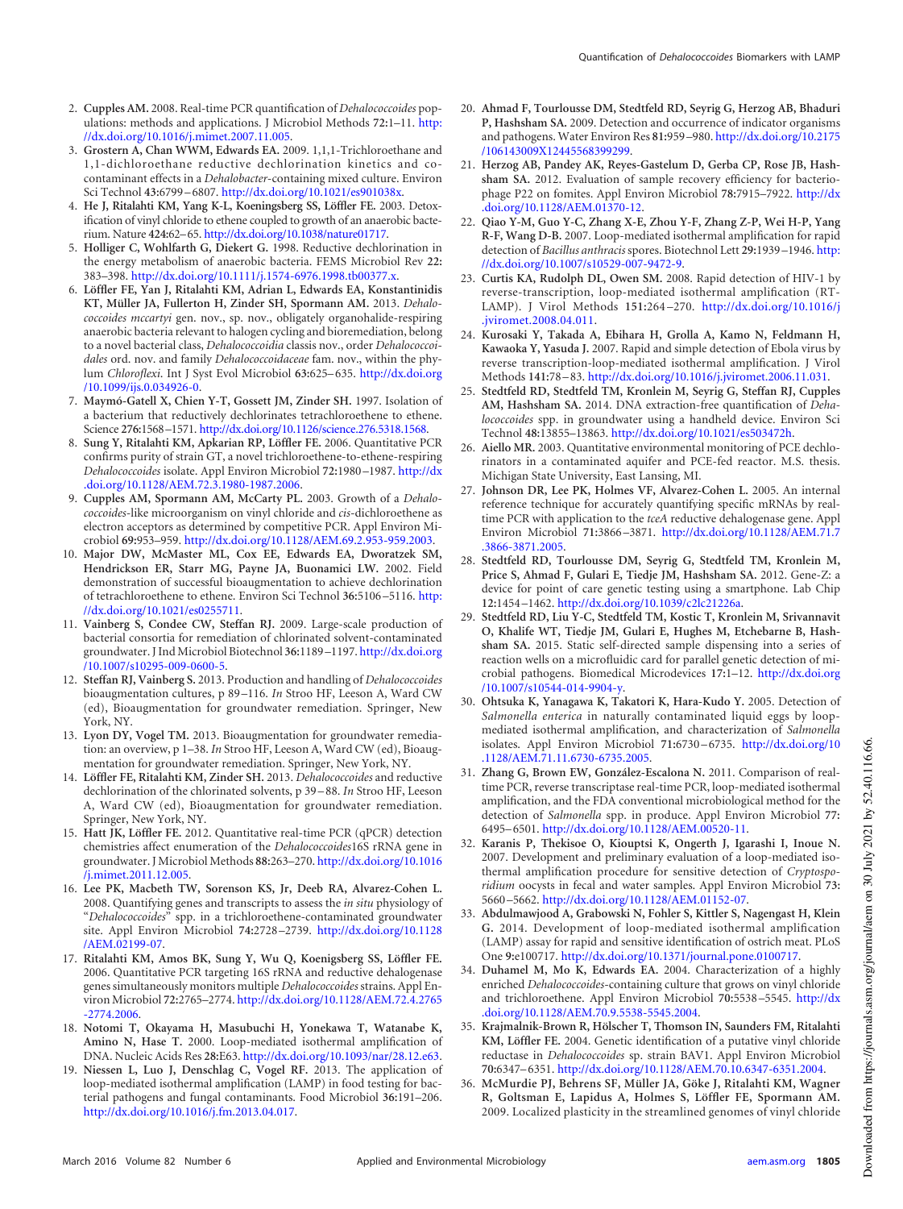2. **Cupples AM.** 2008. Real-time PCR quantification of *Dehalococcoides* populations: methods and applications. J Microbiol Methods **72:**1–11. http://dx.doi.org/10.1016/j.mimet.2007.11.005.
3. **Grostern A, Chan WWM, Edwards EA.** 2009. 1,1,1-Trichloroethane and 1,1-dichloroethane reductive dechlorination kinetics and cocontaminant effects in a *Dehalobacter*-containing mixed culture. Environ Sci Technol **43:**6799–6807. http://dx.doi.org/10.1021/es901038x.
4. **He J, Ritalahti KM, Yang K-L, Koenigsberg SS, Löffler FE.** 2003. Detoxification of vinyl chloride to ethene coupled to growth of an anaerobic bacterium. Nature **424:**62–65. http://dx.doi.org/10.1038/nature01717.
5. **Holliger C, Wohlfarth G, Diekert G.** 1998. Reductive dechlorination in the energy metabolism of anaerobic bacteria. FEMS Microbiol Rev **22:** 383–398. http://dx.doi.org/10.1111/j.1574-6976.1998.tb00377.x.
6. **Löffler FE, Yan J, Ritalahti KM, Adrian L, Edwards EA, Konstantinidis KT, Müller JA, Fullerton H, Zinder SH, Spormann AM.** 2013. *Dehalococcoides mccartyi* gen. nov., sp. nov., obligately organohalide-respiring anaerobic bacteria relevant to halogen cycling and bioremediation, belong to a novel bacterial class, *Dehalococcoidia* classis nov., order *Dehalococcoidales* ord. nov. and family *Dehalococcoidaceae* fam. nov., within the phylum *Chloroflexi*. Int J Syst Evol Microbiol **63:**625–635. http://dx.doi.org/10.1099/ijs.0.034926-0.
7. **Maymó-Gatell X, Chien Y-T, Gossett JM, Zinder SH.** 1997. Isolation of a bacterium that reductively dechlorinates tetrachloroethene to ethene. Science **276:**1568–1571. http://dx.doi.org/10.1126/science.276.5318.1568.
8. **Sung Y, Ritalahti KM, Apkarian RP, Löffler FE.** 2006. Quantitative PCR confirms purity of strain GT, a novel trichloroethene-to-ethene-respiring *Dehalococcoides* isolate. Appl Environ Microbiol **72:**1980–1987. http://dx.doi.org/10.1128/AEM.72.3.1980-1987.2006.
9. **Cupples AM, Spormann AM, McCarty PL.** 2003. Growth of a *Dehalococcoides*-like microorganism on vinyl chloride and *cis*-dichloroethene as electron acceptors as determined by competitive PCR. Appl Environ Microbiol **69:**953–959. http://dx.doi.org/10.1128/AEM.69.2.953-959.2003.
10. **Major DW, McMaster ML, Cox EE, Edwards EA, Dworatzek SM, Hendrickson ER, Starr MG, Payne JA, Buonamici LW.** 2002. Field demonstration of successful bioaugmentation to achieve dechlorination of tetrachloroethene to ethene. Environ Sci Technol **36:**5106–5116. http://dx.doi.org/10.1021/es0255711.
11. **Vainberg S, Condee CW, Steffan RJ.** 2009. Large-scale production of bacterial consortia for remediation of chlorinated solvent-contaminated groundwater. J Ind Microbiol Biotechnol **36:**1189–1197. http://dx.doi.org/10.1007/s10295-009-0600-5.
12. **Steffan RJ, Vainberg S.** 2013. Production and handling of *Dehalococcoides* bioaugmentation cultures, p 89–116. *In* Stroo HF, Leeson A, Ward CW (ed), Bioaugmentation for groundwater remediation. Springer, New York, NY.
13. **Lyon DY, Vogel TM.** 2013. Bioaugmentation for groundwater remediation: an overview, p 1–38. *In* Stroo HF, Leeson A, Ward CW (ed), Bioaugmentation for groundwater remediation. Springer, New York, NY.
14. **Löffler FE, Ritalahti KM, Zinder SH.** 2013. *Dehalococcoides* and reductive dechlorination of the chlorinated solvents, p 39–88. *In* Stroo HF, Leeson A, Ward CW (ed), Bioaugmentation for groundwater remediation. Springer, New York, NY.
15. **Hatt JK, Löffler FE.** 2012. Quantitative real-time PCR (qPCR) detection chemistries affect enumeration of the *Dehalococcoides*16S rRNA gene in groundwater. J Microbiol Methods **88:**263–270. http://dx.doi.org/10.1016/j.mimet.2011.12.005.
16. **Lee PK, Macbeth TW, Sorenson KS, Jr, Deeb RA, Alvarez-Cohen L.** 2008. Quantifying genes and transcripts to assess the *in situ* physiology of "*Dehalococcoides*" spp. in a trichloroethene-contaminated groundwater site. Appl Environ Microbiol **74:**2728–2739. http://dx.doi.org/10.1128/AEM.02199-07.
17. **Ritalahti KM, Amos BK, Sung Y, Wu Q, Koenigsberg SS, Löffler FE.** 2006. Quantitative PCR targeting 16S rRNA and reductive dehalogenase genes simultaneously monitors multiple *Dehalococcoides* strains. Appl Environ Microbiol **72:**2765–2774. http://dx.doi.org/10.1128/AEM.72.4.2765-2774.2006.
18. **Notomi T, Okayama H, Masubuchi H, Yonekawa T, Watanabe K, Amino N, Hase T.** 2000. Loop-mediated isothermal amplification of DNA. Nucleic Acids Res **28:**E63. http://dx.doi.org/10.1093/nar/28.12.e63.
19. **Niessen L, Luo J, Denschlag C, Vogel RF.** 2013. The application of loop-mediated isothermal amplification (LAMP) in food testing for bacterial pathogens and fungal contaminants. Food Microbiol **36:**191–206. http://dx.doi.org/10.1016/j.fm.2013.04.017.
20. **Ahmad F, Tourlousse DM, Stedtfeld RD, Seyrig G, Herzog AB, Bhaduri P, Hashsham SA.** 2009. Detection and occurrence of indicator organisms and pathogens. Water Environ Res **81:**959–980. http://dx.doi.org/10.2175/106143009X12445568399299.
21. **Herzog AB, Pandey AK, Reyes-Gastelum D, Gerba CP, Rose JB, Hashsham SA.** 2012. Evaluation of sample recovery efficiency for bacteriophage P22 on fomites. Appl Environ Microbiol **78:**7915–7922. http://dx.doi.org/10.1128/AEM.01370-12.
22. **Qiao Y-M, Guo Y-C, Zhang X-E, Zhou Y-F, Zhang Z-P, Wei H-P, Yang R-F, Wang D-B.** 2007. Loop-mediated isothermal amplification for rapid detection of *Bacillus anthracis* spores. Biotechnol Lett **29:**1939–1946. http://dx.doi.org/10.1007/s10529-007-9472-9.
23. **Curtis KA, Rudolph DL, Owen SM.** 2008. Rapid detection of HIV-1 by reverse-transcription, loop-mediated isothermal amplification (RT-LAMP). J Virol Methods **151:**264–270. http://dx.doi.org/10.1016/j.jviromet.2008.04.011.
24. **Kurosaki Y, Takada A, Ebihara H, Grolla A, Kamo N, Feldmann H, Kawaoka Y, Yasuda J.** 2007. Rapid and simple detection of Ebola virus by reverse transcription-loop-mediated isothermal amplification. J Virol Methods **141:**78–83. http://dx.doi.org/10.1016/j.jviromet.2006.11.031.
25. **Stedtfeld RD, Stedtfeld TM, Kronlein M, Seyrig G, Steffan RJ, Cupples AM, Hashsham SA.** 2014. DNA extraction-free quantification of *Dehalococcoides* spp. in groundwater using a handheld device. Environ Sci Technol **48:**13855–13863. http://dx.doi.org/10.1021/es503472h.
26. **Aiello MR.** 2003. Quantitative environmental monitoring of PCE dechlorinators in a contaminated aquifer and PCE-fed reactor. M.S. thesis. Michigan State University, East Lansing, MI.
27. **Johnson DR, Lee PK, Holmes VF, Alvarez-Cohen L.** 2005. An internal reference technique for accurately quantifying specific mRNAs by real-time PCR with application to the *tceA* reductive dehalogenase gene. Appl Environ Microbiol **71:**3866–3871. http://dx.doi.org/10.1128/AEM.71.7.3866-3871.2005.
28. **Stedtfeld RD, Tourlousse DM, Seyrig G, Stedtfeld TM, Kronlein M, Price S, Ahmad F, Gulari E, Tiedje JM, Hashsham SA.** 2012. Gene-Z: a device for point of care genetic testing using a smartphone. Lab Chip **12:**1454–1462. http://dx.doi.org/10.1039/c2lc21226a.
29. **Stedtfeld RD, Liu Y-C, Stedtfeld TM, Kostic T, Kronlein M, Srivannavit O, Khalife WT, Tiedje JM, Gulari E, Hughes M, Etchebarne B, Hashsham SA.** 2015. Static self-directed sample dispensing into a series of reaction wells on a microfluidic card for parallel genetic detection of microbial pathogens. Biomedical Microdevices **17:**1–12. http://dx.doi.org/10.1007/s10544-014-9904-y.
30. **Ohtsuka K, Yanagawa K, Takatori K, Hara-Kudo Y.** 2005. Detection of *Salmonella enterica* in naturally contaminated liquid eggs by loop-mediated isothermal amplification, and characterization of *Salmonella* isolates. Appl Environ Microbiol **71:**6730–6735. http://dx.doi.org/10.1128/AEM.71.11.6730-6735.2005.
31. **Zhang G, Brown EW, González-Escalona N.** 2011. Comparison of real-time PCR, reverse transcriptase real-time PCR, loop-mediated isothermal amplification, and the FDA conventional microbiological method for the detection of *Salmonella* spp. in produce. Appl Environ Microbiol **77:** 6495–6501. http://dx.doi.org/10.1128/AEM.00520-11.
32. **Karanis P, Thekisoe O, Kiouptsi K, Ongerth J, Igarashi I, Inoue N.** 2007. Development and preliminary evaluation of a loop-mediated isothermal amplification procedure for sensitive detection of *Cryptosporidium* oocysts in fecal and water samples. Appl Environ Microbiol **73:** 5660–5662. http://dx.doi.org/10.1128/AEM.01152-07.
33. **Abdulmawjood A, Grabowski N, Fohler S, Kittler S, Nagengast H, Klein G.** 2014. Development of loop-mediated isothermal amplification (LAMP) assay for rapid and sensitive identification of ostrich meat. PLoS One **9:**e100717. http://dx.doi.org/10.1371/journal.pone.0100717.
34. **Duhamel M, Mo K, Edwards EA.** 2004. Characterization of a highly enriched *Dehalococcoides*-containing culture that grows on vinyl chloride and trichloroethene. Appl Environ Microbiol **70:**5538–5545. http://dx.doi.org/10.1128/AEM.70.9.5538-5545.2004.
35. **Krajmalnik-Brown R, Hölscher T, Thomson IN, Saunders FM, Ritalahti KM, Löffler FE.** 2004. Genetic identification of a putative vinyl chloride reductase in *Dehalococcoides* sp. strain BAV1. Appl Environ Microbiol **70:**6347–6351. http://dx.doi.org/10.1128/AEM.70.10.6347-6351.2004.
36. **McMurdie PJ, Behrens SF, Müller JA, Göke J, Ritalahti KM, Wagner R, Goltsman E, Lapidus A, Holmes S, Löffler FE, Spormann AM.** 2009. Localized plasticity in the streamlined genomes of vinyl chloride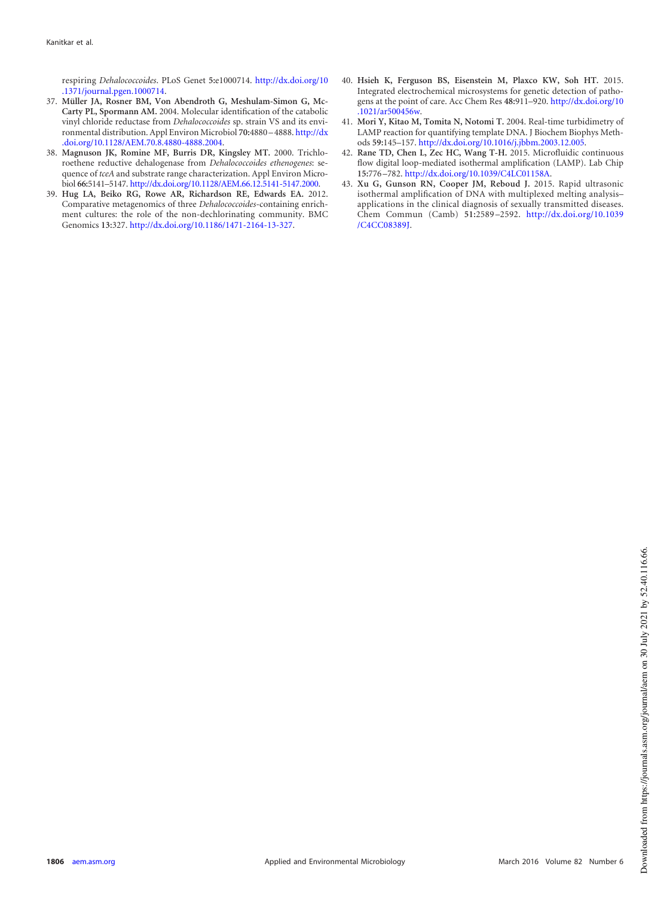respiring *Dehalococcoides*. PLoS Genet **5**:e1000714. http://dx.doi.org/10.1371/journal.pgen.1000714.

37. **Müller JA, Rosner BM, Von Abendroth G, Meshulam-Simon G, McCarty PL, Spormann AM.** 2004. Molecular identification of the catabolic vinyl chloride reductase from *Dehalococcoides* sp. strain VS and its environmental distribution. Appl Environ Microbiol **70**:4880–4888. http://dx.doi.org/10.1128/AEM.70.8.4880-4888.2004.
38. **Magnuson JK, Romine MF, Burris DR, Kingsley MT.** 2000. Trichloroethene reductive dehalogenase from *Dehalococcoides ethenogenes*: sequence of *tceA* and substrate range characterization. Appl Environ Microbiol **66**:5141–5147. http://dx.doi.org/10.1128/AEM.66.12.5141-5147.2000.
39. **Hug LA, Beiko RG, Rowe AR, Richardson RE, Edwards EA.** 2012. Comparative metagenomics of three *Dehalococcoides*-containing enrichment cultures: the role of the non-dechlorinating community. BMC Genomics **13**:327. http://dx.doi.org/10.1186/1471-2164-13-327.
40. **Hsieh K, Ferguson BS, Eisenstein M, Plaxco KW, Soh HT.** 2015. Integrated electrochemical microsystems for genetic detection of pathogens at the point of care. Acc Chem Res **48**:911–920. http://dx.doi.org/10.1021/ar500456w.
41. **Mori Y, Kitao M, Tomita N, Notomi T.** 2004. Real-time turbidimetry of LAMP reaction for quantifying template DNA. J Biochem Biophys Methods **59**:145–157. http://dx.doi.org/10.1016/j.jbbm.2003.12.005.
42. **Rane TD, Chen L, Zec HC, Wang T-H.** 2015. Microfluidic continuous flow digital loop-mediated isothermal amplification (LAMP). Lab Chip **15**:776–782. http://dx.doi.org/10.1039/C4LC01158A.
43. **Xu G, Gunson RN, Cooper JM, Reboud J.** 2015. Rapid ultrasonic isothermal amplification of DNA with multiplexed melting analysis–applications in the clinical diagnosis of sexually transmitted diseases. Chem Commun (Camb) **51**:2589–2592. http://dx.doi.org/10.1039/C4CC08389J.